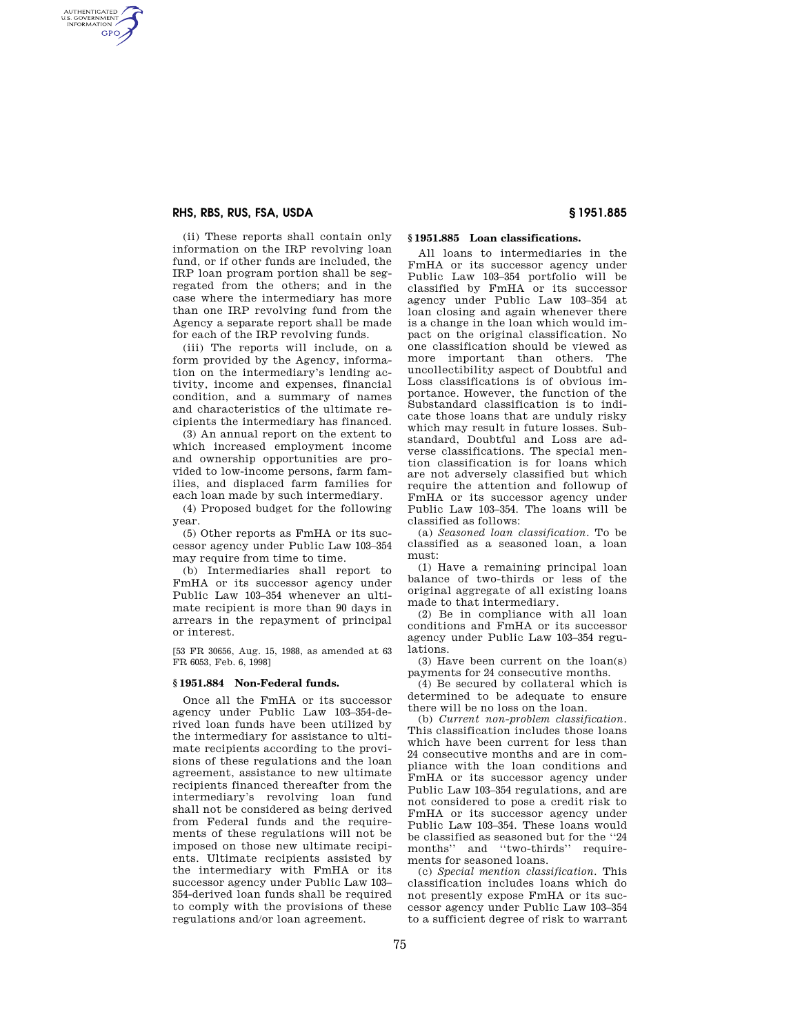(ii) These reports shall contain only information on the IRP revolving loan fund, or if other funds are included, the IRP loan program portion shall be segregated from the others; and in the case where the intermediary has more than one IRP revolving fund from the Agency a separate report shall be made for each of the IRP revolving funds.

(iii) The reports will include, on a form provided by the Agency, information on the intermediary's lending activity, income and expenses, financial condition, and a summary of names and characteristics of the ultimate recipients the intermediary has financed.

(3) An annual report on the extent to which increased employment income and ownership opportunities are provided to low-income persons, farm families, and displaced farm families for each loan made by such intermediary.

(4) Proposed budget for the following year.

(5) Other reports as FmHA or its successor agency under Public Law 103–354 may require from time to time.

(b) Intermediaries shall report to FmHA or its successor agency under Public Law 103–354 whenever an ultimate recipient is more than 90 days in arrears in the repayment of principal or interest.

[53 FR 30656, Aug. 15, 1988, as amended at 63 FR 6053, Feb. 6, 1998]

## § 1951.884 Non-Federal funds.

Once all the FmHA or its successor agency under Public Law 103–354-derived loan funds have been utilized by the intermediary for assistance to ultimate recipients according to the provisions of these regulations and the loan agreement, assistance to new ultimate recipients financed thereafter from the intermediary's revolving loan fund shall not be considered as being derived from Federal funds and the requirements of these regulations will not be imposed on those new ultimate recipients. Ultimate recipients assisted by the intermediary with FmHA or its successor agency under Public Law 103–354-derived loan funds shall be required to comply with the provisions of these regulations and/or loan agreement.

## § 1951.885 Loan classifications.

All loans to intermediaries in the FmHA or its successor agency under Public Law 103–354 portfolio will be classified by FmHA or its successor agency under Public Law 103–354 at loan closing and again whenever there is a change in the loan which would impact on the original classification. No one classification should be viewed as more important than others. The uncollectibility aspect of Doubtful and Loss classifications is of obvious importance. However, the function of the Substandard classification is to indicate those loans that are unduly risky which may result in future losses. Substandard, Doubtful and Loss are adverse classifications. The special mention classification is for loans which are not adversely classified but which require the attention and followup of FmHA or its successor agency under Public Law 103–354. The loans will be classified as follows:

(a) *Seasoned loan classification*. To be classified as a seasoned loan, a loan must:

(1) Have a remaining principal loan balance of two-thirds or less of the original aggregate of all existing loans made to that intermediary.

(2) Be in compliance with all loan conditions and FmHA or its successor agency under Public Law 103–354 regulations.

(3) Have been current on the loan(s) payments for 24 consecutive months.

(4) Be secured by collateral which is determined to be adequate to ensure there will be no loss on the loan.

(b) *Current non-problem classification*. This classification includes those loans which have been current for less than 24 consecutive months and are in compliance with the loan conditions and FmHA or its successor agency under Public Law 103–354 regulations, and are not considered to pose a credit risk to FmHA or its successor agency under Public Law 103–354. These loans would be classified as seasoned but for the "24 months" and "two-thirds" requirements for seasoned loans.

(c) *Special mention classification*. This classification includes loans which do not presently expose FmHA or its successor agency under Public Law 103–354 to a sufficient degree of risk to warrant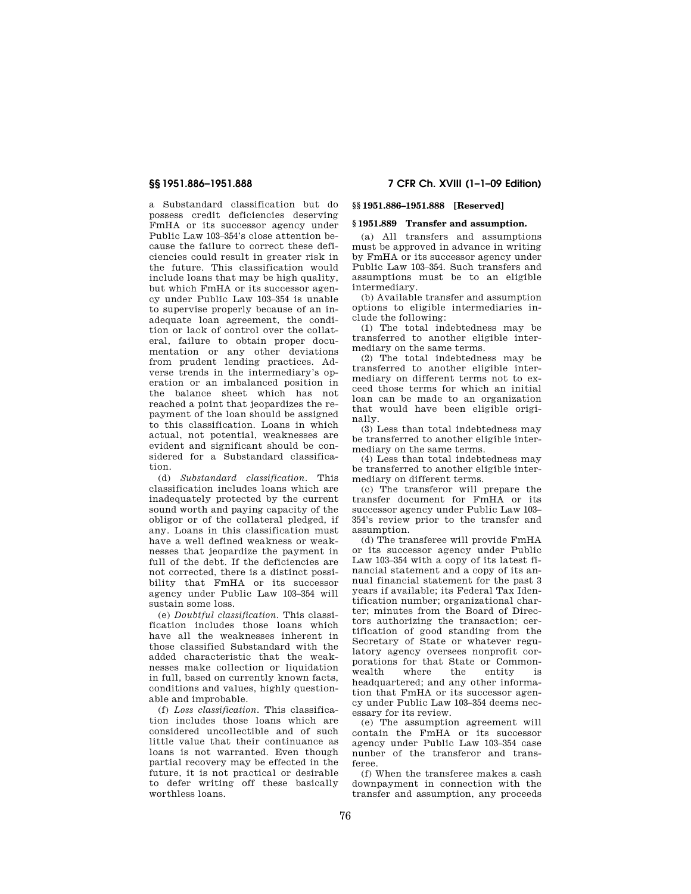a Substandard classification but do possess credit deficiencies deserving FmHA or its successor agency under Public Law 103–354's close attention because the failure to correct these deficiencies could result in greater risk in the future. This classification would include loans that may be high quality, but which FmHA or its successor agency under Public Law 103–354 is unable to supervise properly because of an inadequate loan agreement, the condition or lack of control over the collateral, failure to obtain proper documentation or any other deviations from prudent lending practices. Adverse trends in the intermediary's operation or an imbalanced position in the balance sheet which has not reached a point that jeopardizes the repayment of the loan should be assigned to this classification. Loans in which actual, not potential, weaknesses are evident and significant should be considered for a Substandard classification.

(d) *Substandard classification.* This classification includes loans which are inadequately protected by the current sound worth and paying capacity of the obligor or of the collateral pledged, if any. Loans in this classification must have a well defined weakness or weaknesses that jeopardize the payment in full of the debt. If the deficiencies are not corrected, there is a distinct possibility that FmHA or its successor agency under Public Law 103–354 will sustain some loss.

(e) *Doubtful classification.* This classification includes those loans which have all the weaknesses inherent in those classified Substandard with the added characteristic that the weaknesses make collection or liquidation in full, based on currently known facts, conditions and values, highly questionable and improbable.

(f) *Loss classification.* This classification includes those loans which are considered uncollectible and of such little value that their continuance as loans is not warranted. Even though partial recovery may be effected in the future, it is not practical or desirable to defer writing off these basically worthless loans.

### §§ 1951.886–1951.888 [Reserved]

### § 1951.889 Transfer and assumption.

(a) All transfers and assumptions must be approved in advance in writing by FmHA or its successor agency under Public Law 103–354. Such transfers and assumptions must be to an eligible intermediary.

(b) Available transfer and assumption options to eligible intermediaries include the following:

(1) The total indebtedness may be transferred to another eligible intermediary on the same terms.

(2) The total indebtedness may be transferred to another eligible intermediary on different terms not to exceed those terms for which an initial loan can be made to an organization that would have been eligible originally.

(3) Less than total indebtedness may be transferred to another eligible intermediary on the same terms.

(4) Less than total indebtedness may be transferred to another eligible intermediary on different terms.

(c) The transferor will prepare the transfer document for FmHA or its successor agency under Public Law 103–354's review prior to the transfer and assumption.

(d) The transferee will provide FmHA or its successor agency under Public Law 103–354 with a copy of its latest financial statement and a copy of its annual financial statement for the past 3 years if available; its Federal Tax Identification number; organizational charter; minutes from the Board of Directors authorizing the transaction; certification of good standing from the Secretary of State or whatever regulatory agency oversees nonprofit corporations for that State or Commonwealth where the entity is headquartered; and any other information that FmHA or its successor agency under Public Law 103–354 deems necessary for its review.

(e) The assumption agreement will contain the FmHA or its successor agency under Public Law 103–354 case nunber of the transferor and transferee.

(f) When the transferee makes a cash downpayment in connection with the transfer and assumption, any proceeds